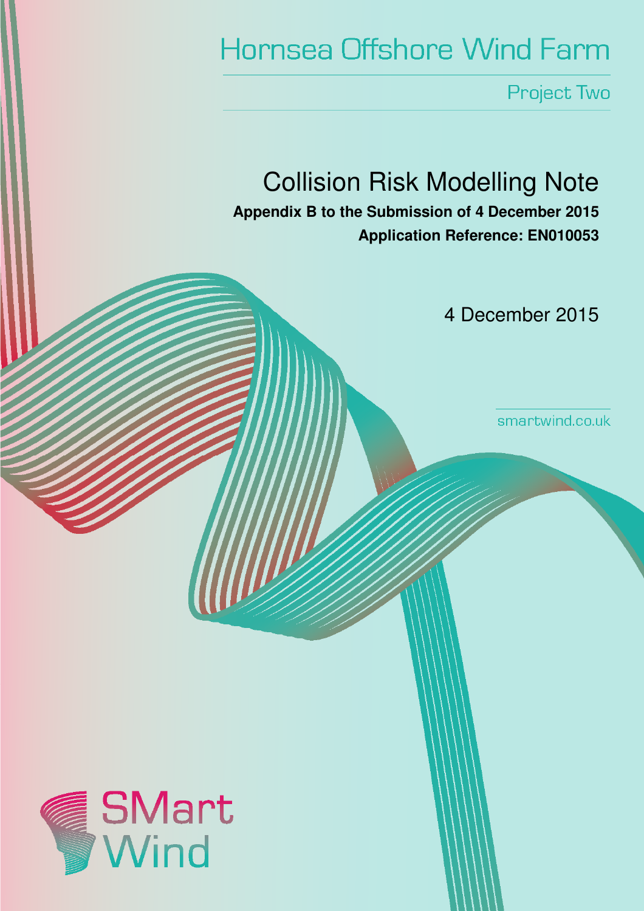# Hornsea Offshore Wind Farm

## Project Two

# Collision Risk Modelling Note

**Appendix B to the Submission of 4 December 2015**

**Application Reference: EN010053**

4 December 2015

smartwind.co.uk

SMart Wind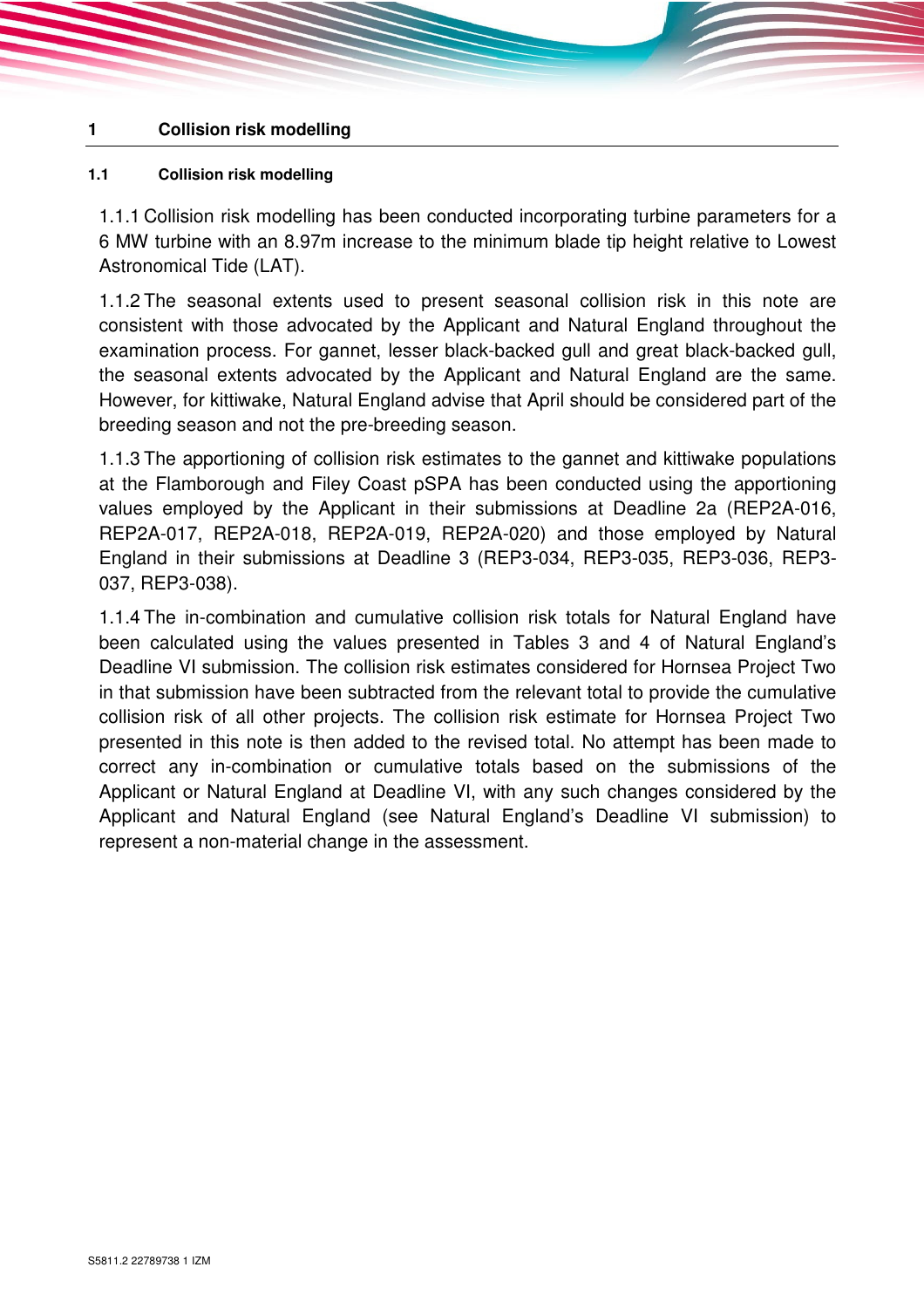# 1 Collision risk modelling

## 1.1 Collision risk modelling

1.1.1 Collision risk modelling has been conducted incorporating turbine parameters for a 6 MW turbine with an 8.97m increase to the minimum blade tip height relative to Lowest Astronomical Tide (LAT).

1.1.2 The seasonal extents used to present seasonal collision risk in this note are consistent with those advocated by the Applicant and Natural England throughout the examination process. For gannet, lesser black-backed gull and great black-backed gull, the seasonal extents advocated by the Applicant and Natural England are the same. However, for kittiwake, Natural England advise that April should be considered part of the breeding season and not the pre-breeding season.

1.1.3 The apportioning of collision risk estimates to the gannet and kittiwake populations at the Flamborough and Filey Coast pSPA has been conducted using the apportioning values employed by the Applicant in their submissions at Deadline 2a (REP2A-016, REP2A-017, REP2A-018, REP2A-019, REP2A-020) and those employed by Natural England in their submissions at Deadline 3 (REP3-034, REP3-035, REP3-036, REP3-037, REP3-038).

1.1.4 The in-combination and cumulative collision risk totals for Natural England have been calculated using the values presented in Tables 3 and 4 of Natural England's Deadline VI submission. The collision risk estimates considered for Hornsea Project Two in that submission have been subtracted from the relevant total to provide the cumulative collision risk of all other projects. The collision risk estimate for Hornsea Project Two presented in this note is then added to the revised total. No attempt has been made to correct any in-combination or cumulative totals based on the submissions of the Applicant or Natural England at Deadline VI, with any such changes considered by the Applicant and Natural England (see Natural England's Deadline VI submission) to represent a non-material change in the assessment.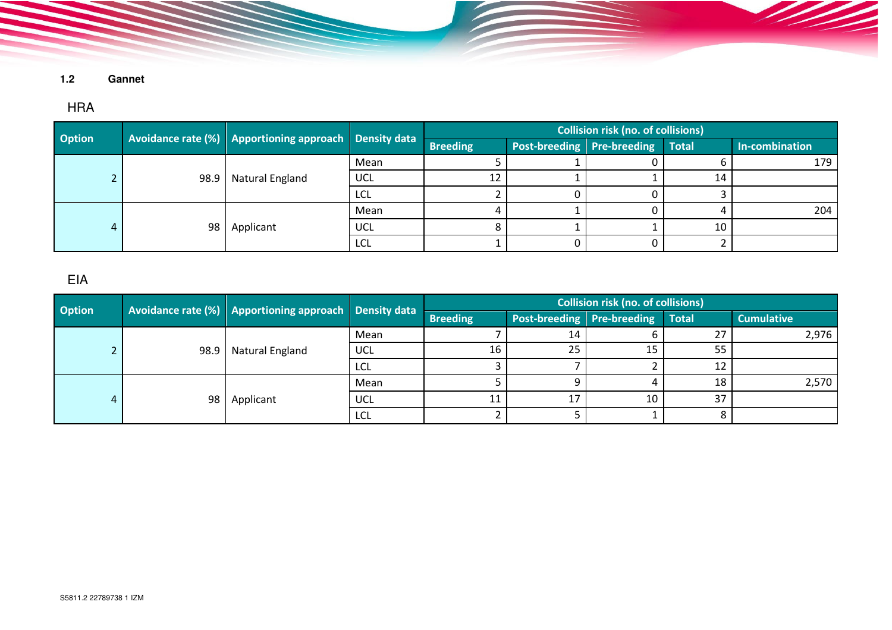### 1.2 Gannet

#### HRA

| Option | Avoidance rate (%) | Apportioning approach | Density data | Collision risk (no. of collisions) | | | | |
|---|---|---|---|---|---|---|---|---|
| | | | | Breeding | Post-breeding | Pre-breeding | Total | In-combination |
| 2 | 98.9 | Natural England | Mean | 5 | 1 | 0 | 6 | 179 |
| | | | UCL | 12 | 1 | 1 | 14 | |
| | | | LCL | 2 | 0 | 0 | 3 | |
| 4 | 98 | Applicant | Mean | 4 | 1 | 0 | 4 | 204 |
| | | | UCL | 8 | 1 | 1 | 10 | |
| | | | LCL | 1 | 0 | 0 | 2 | |

#### EIA

| Option | Avoidance rate (%) | Apportioning approach | Density data | Collision risk (no. of collisions) | | | | |
|---|---|---|---|---|---|---|---|---|
| | | | | Breeding | Post-breeding | Pre-breeding | Total | Cumulative |
| 2 | 98.9 | Natural England | Mean | 7 | 14 | 6 | 27 | 2,976 |
| | | | UCL | 16 | 25 | 15 | 55 | |
| | | | LCL | 3 | 7 | 2 | 12 | |
| 4 | 98 | Applicant | Mean | 5 | 9 | 4 | 18 | 2,570 |
| | | | UCL | 11 | 17 | 10 | 37 | |
| | | | LCL | 2 | 5 | 1 | 8 | |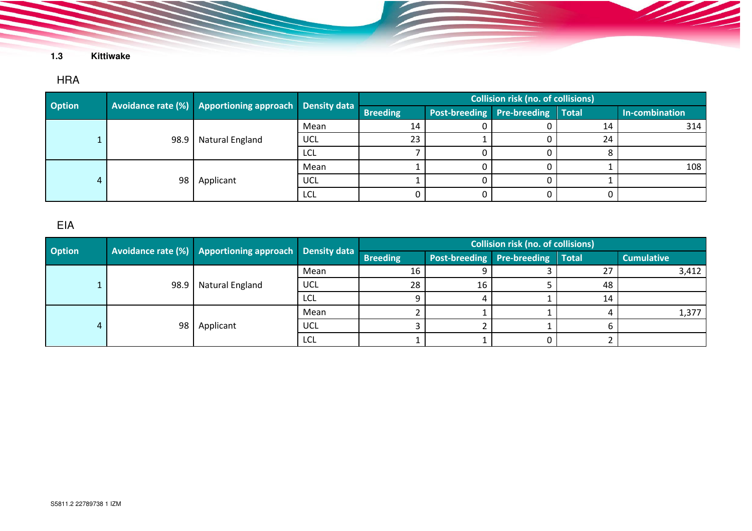### 1.3 Kittiwake

#### HRA

| Option | Avoidance rate (%) | Apportioning approach | Density data | Collision risk (no. of collisions) | | | | |
|---|---|---|---|---|---|---|---|---|
| | | | | Breeding | Post-breeding | Pre-breeding | Total | In-combination |
| 1 | 98.9 | Natural England | Mean | 14 | 0 | 0 | 14 | 314 |
| | | | UCL | 23 | 1 | 0 | 24 | |
| | | | LCL | 7 | 0 | 0 | 8 | |
| 4 | 98 | Applicant | Mean | 1 | 0 | 0 | 1 | 108 |
| | | | UCL | 1 | 0 | 0 | 1 | |
| | | | LCL | 0 | 0 | 0 | 0 | |

#### EIA

| Option | Avoidance rate (%) | Apportioning approach | Density data | Collision risk (no. of collisions) | | | | |
|---|---|---|---|---|---|---|---|---|
| | | | | Breeding | Post-breeding | Pre-breeding | Total | Cumulative |
| 1 | 98.9 | Natural England | Mean | 16 | 9 | 3 | 27 | 3,412 |
| | | | UCL | 28 | 16 | 5 | 48 | |
| | | | LCL | 9 | 4 | 1 | 14 | |
| 4 | 98 | Applicant | Mean | 2 | 1 | 1 | 4 | 1,377 |
| | | | UCL | 3 | 2 | 1 | 6 | |
| | | | LCL | 1 | 1 | 0 | 2 | |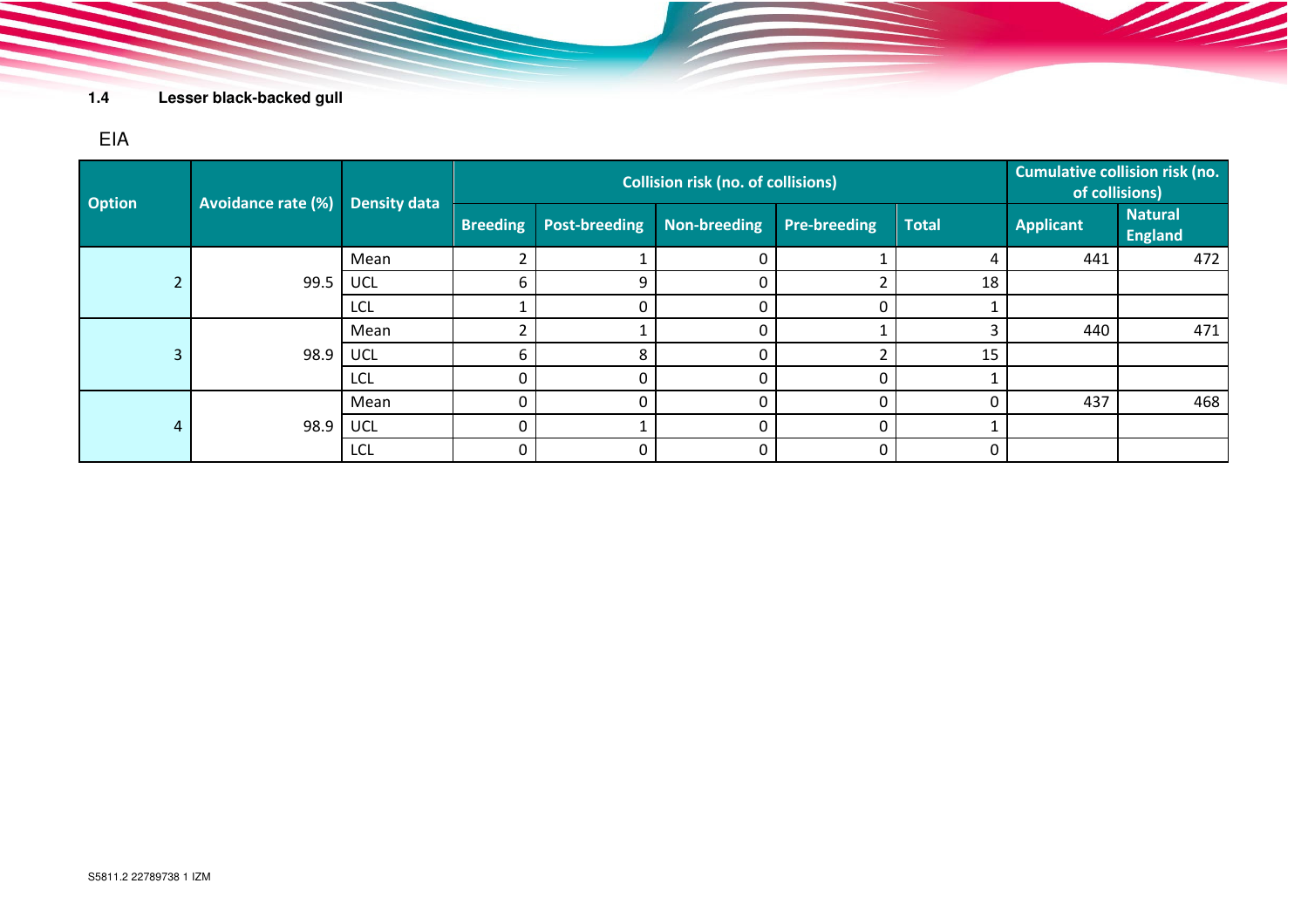## 1.4 Lesser black-backed gull

EIA

| Option | Avoidance rate (%) | Density data | Collision risk (no. of collisions) | | | | | Cumulative collision risk (no. of collisions) | |
|---|---|---|---|---|---|---|---|---|---|
| | | | Breeding | Post-breeding | Non-breeding | Pre-breeding | Total | Applicant | Natural England |
| 2 | 99.5 | Mean | 2 | 1 | 0 | 1 | 4 | 441 | 472 |
| | | UCL | 6 | 9 | 0 | 2 | 18 | | |
| | | LCL | 1 | 0 | 0 | 0 | 1 | | |
| 3 | 98.9 | Mean | 2 | 1 | 0 | 1 | 3 | 440 | 471 |
| | | UCL | 6 | 8 | 0 | 2 | 15 | | |
| | | LCL | 0 | 0 | 0 | 0 | 1 | | |
| 4 | 98.9 | Mean | 0 | 0 | 0 | 0 | 0 | 437 | 468 |
| | | UCL | 0 | 1 | 0 | 0 | 1 | | |
| | | LCL | 0 | 0 | 0 | 0 | 0 | | |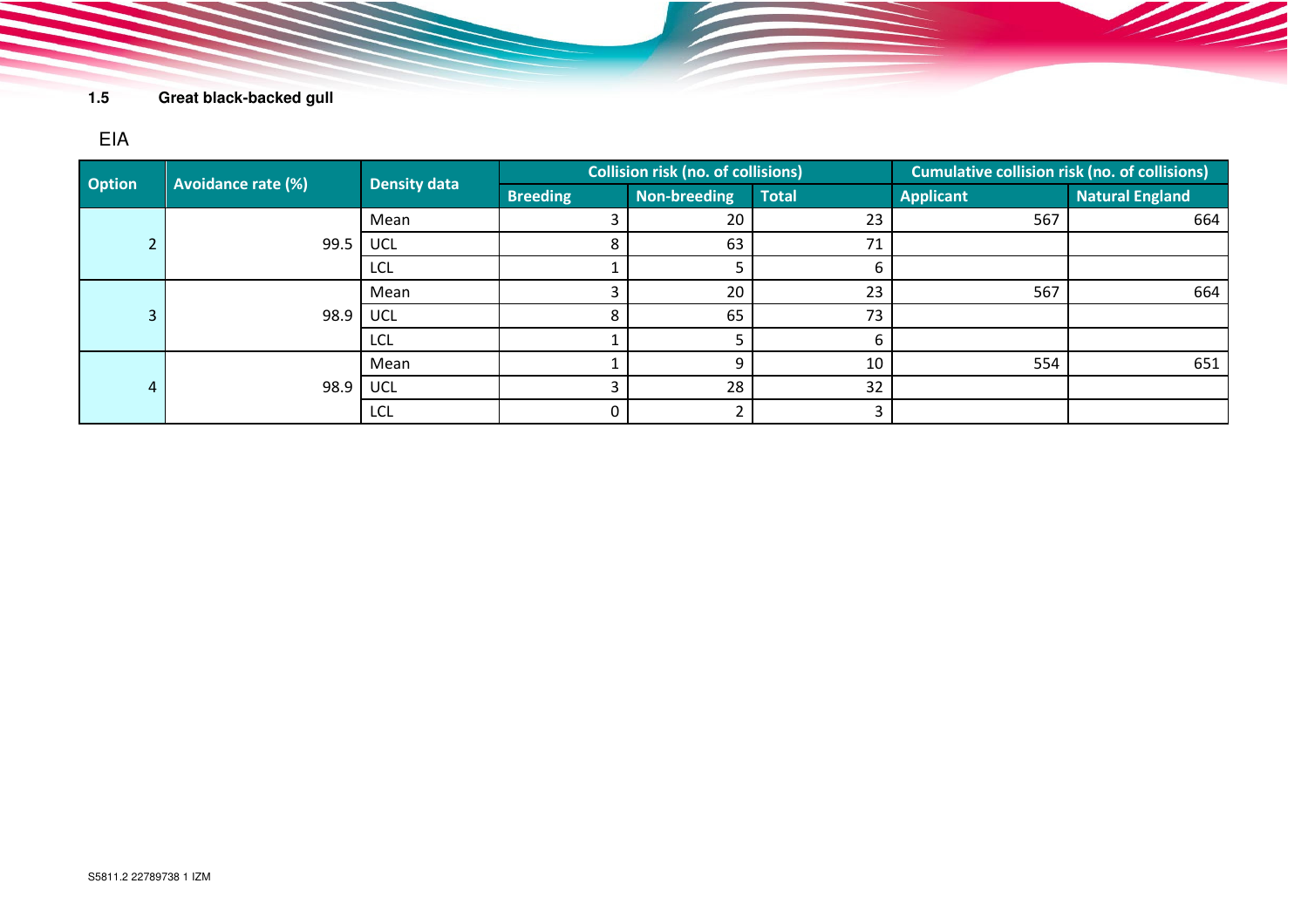## 1.5 Great black-backed gull

EIA

| Option | Avoidance rate (%) | Density data | Collision risk (no. of collisions) | | | Cumulative collision risk (no. of collisions) | |
|---|---|---|---|---|---|---|---|
| | | | Breeding | Non-breeding | Total | Applicant | Natural England |
| 2 | 99.5 | Mean | 3 | 20 | 23 | 567 | 664 |
| | | UCL | 8 | 63 | 71 | | |
| | | LCL | 1 | 5 | 6 | | |
| 3 | 98.9 | Mean | 3 | 20 | 23 | 567 | 664 |
| | | UCL | 8 | 65 | 73 | | |
| | | LCL | 1 | 5 | 6 | | |
| 4 | 98.9 | Mean | 1 | 9 | 10 | 554 | 651 |
| | | UCL | 3 | 28 | 32 | | |
| | | LCL | 0 | 2 | 3 | | |

S5811.2 22789738 1 IZM